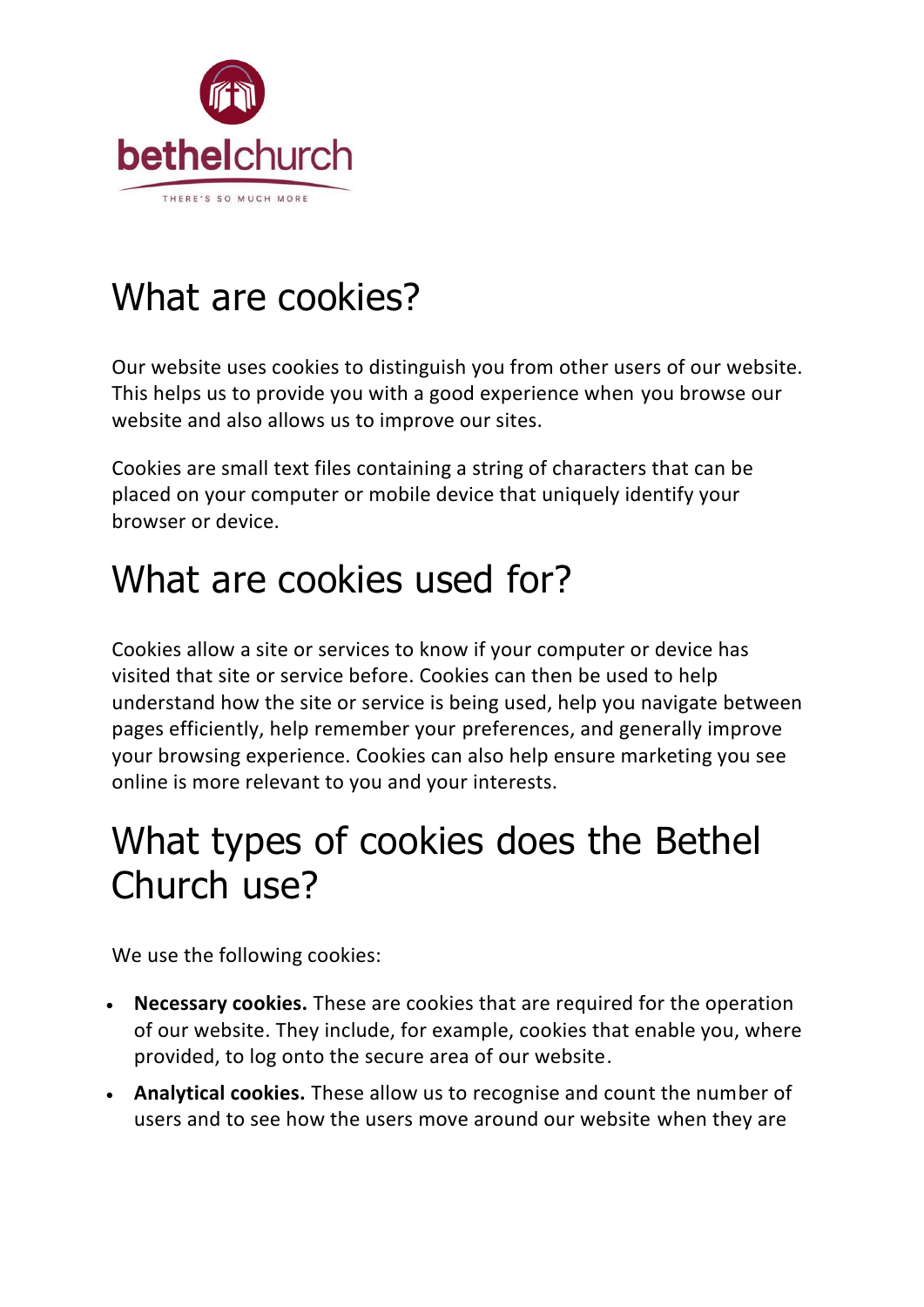bethelchurch

THERE'S SO MUCH MORE

# What are cookies?

Our website uses cookies to distinguish you from other users of our website. This helps us to provide you with a good experience when you browse our website and also allows us to improve our sites.

Cookies are small text files containing a string of characters that can be placed on your computer or mobile device that uniquely identify your browser or device.

# What are cookies used for?

Cookies allow a site or services to know if your computer or device has visited that site or service before. Cookies can then be used to help understand how the site or service is being used, help you navigate between pages efficiently, help remember your preferences, and generally improve your browsing experience. Cookies can also help ensure marketing you see online is more relevant to you and your interests.

# What types of cookies does the Bethel Church use?

We use the following cookies:

- **Necessary cookies.** These are cookies that are required for the operation of our website. They include, for example, cookies that enable you, where provided, to log onto the secure area of our website.
- **Analytical cookies.** These allow us to recognise and count the number of users and to see how the users move around our website when they are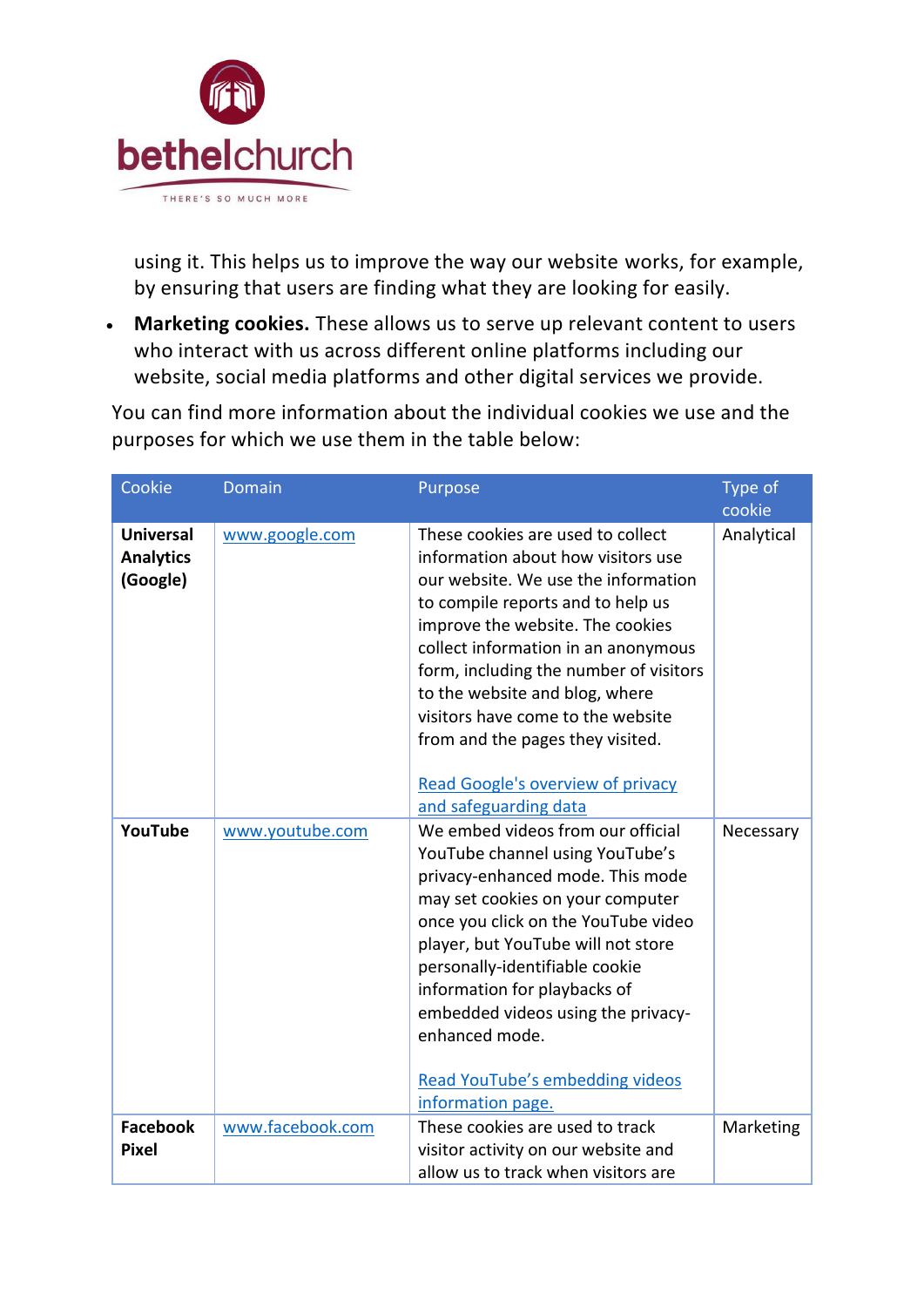using it. This helps us to improve the way our website works, for example, by ensuring that users are finding what they are looking for easily.

- **Marketing cookies.** These allows us to serve up relevant content to users who interact with us across different online platforms including our website, social media platforms and other digital services we provide.

You can find more information about the individual cookies we use and the purposes for which we use them in the table below:

| Cookie | Domain | Purpose | Type of cookie |
|---|---|---|---|
| **Universal Analytics (Google)** | www.google.com | These cookies are used to collect information about how visitors use our website. We use the information to compile reports and to help us improve the website. The cookies collect information in an anonymous form, including the number of visitors to the website and blog, where visitors have come to the website from and the pages they visited.<br><br>Read Google's overview of privacy and safeguarding data | Analytical |
| **YouTube** | www.youtube.com | We embed videos from our official YouTube channel using YouTube's privacy-enhanced mode. This mode may set cookies on your computer once you click on the YouTube video player, but YouTube will not store personally-identifiable cookie information for playbacks of embedded videos using the privacy-enhanced mode.<br><br>Read YouTube's embedding videos information page. | Necessary |
| **Facebook Pixel** | www.facebook.com | These cookies are used to track visitor activity on our website and allow us to track when visitors are | Marketing |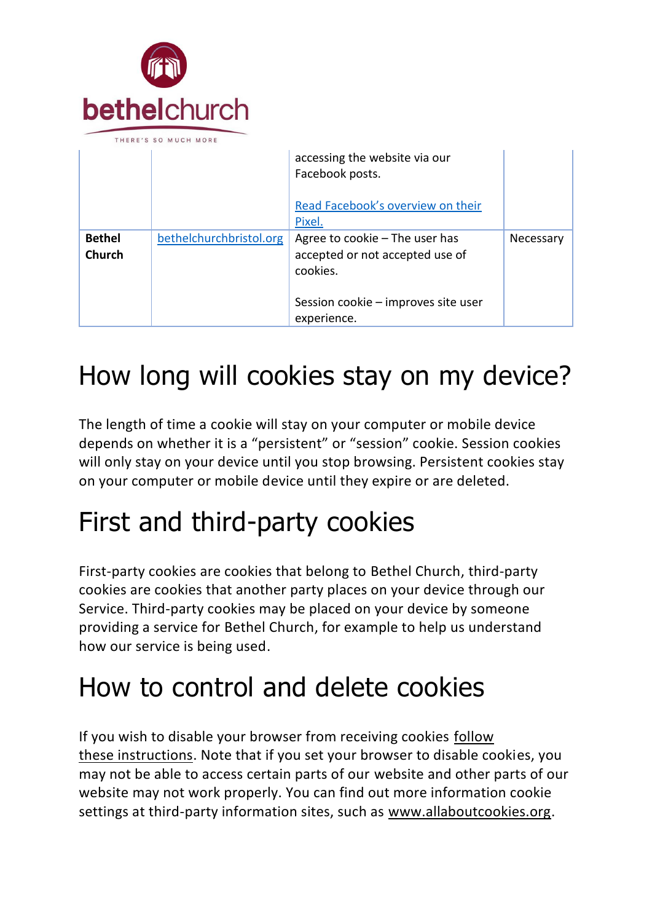| | | | |
|---|---|---|---|
| | | accessing the website via our Facebook posts.<br><br>Read Facebook's overview on their Pixel. | |
| **Bethel Church** | bethelchurchbristol.org | Agree to cookie – The user has accepted or not accepted use of cookies.<br><br>Session cookie – improves site user experience. | Necessary |

# How long will cookies stay on my device?

The length of time a cookie will stay on your computer or mobile device depends on whether it is a "persistent" or "session" cookie. Session cookies will only stay on your device until you stop browsing. Persistent cookies stay on your computer or mobile device until they expire or are deleted.

# First and third-party cookies

First-party cookies are cookies that belong to Bethel Church, third-party cookies are cookies that another party places on your device through our Service. Third-party cookies may be placed on your device by someone providing a service for Bethel Church, for example to help us understand how our service is being used.

# How to control and delete cookies

If you wish to disable your browser from receiving cookies follow these instructions. Note that if you set your browser to disable cookies, you may not be able to access certain parts of our website and other parts of our website may not work properly. You can find out more information cookie settings at third-party information sites, such as www.allaboutcookies.org.